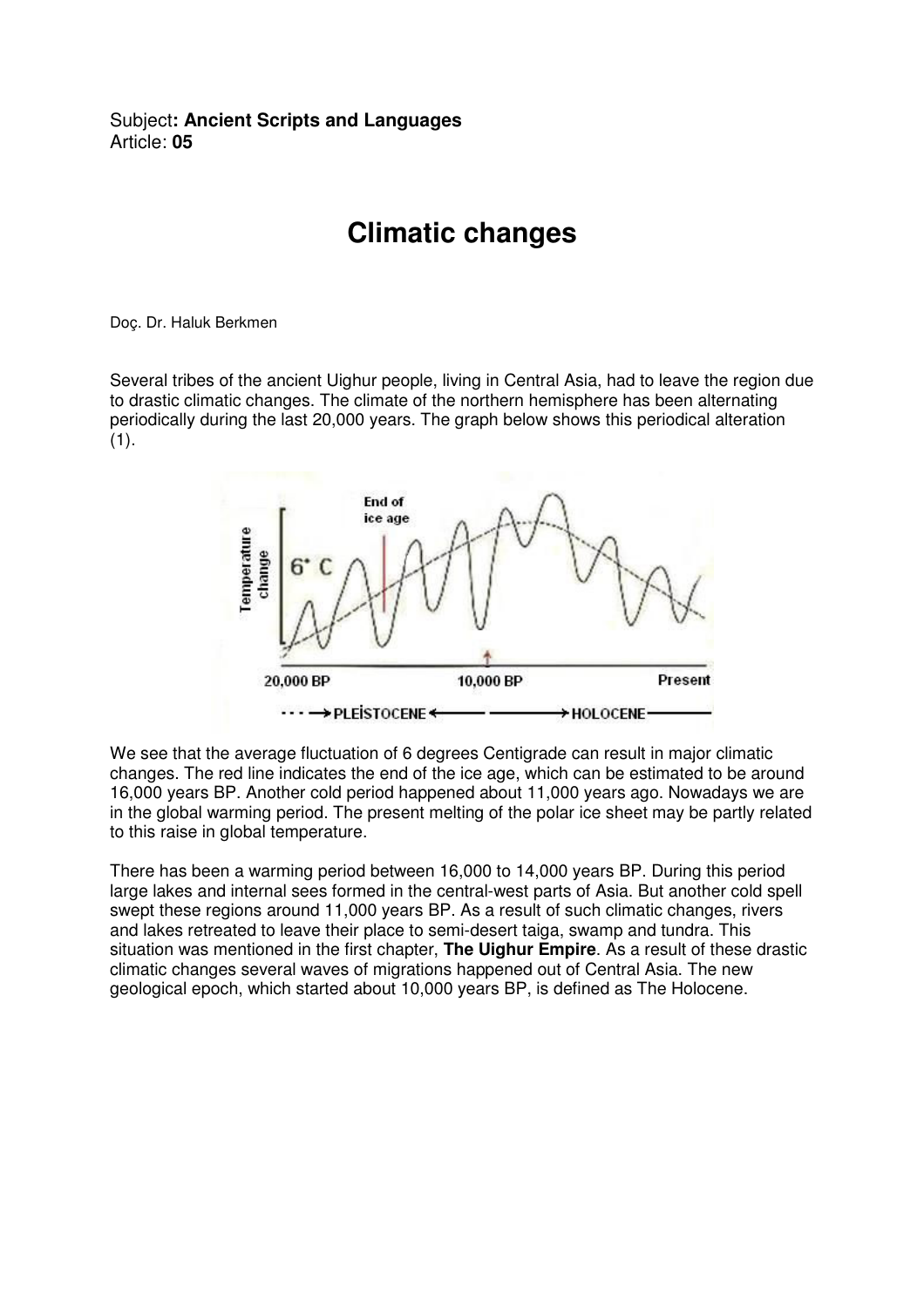Subject**: Ancient Scripts and Languages**
Article: **05**

# Climatic changes

Doç. Dr. Haluk Berkmen

Several tribes of the ancient Uighur people, living in Central Asia, had to leave the region due to drastic climatic changes. The climate of the northern hemisphere has been alternating periodically during the last 20,000 years. The graph below shows this periodical alteration (1).

We see that the average fluctuation of 6 degrees Centigrade can result in major climatic changes. The red line indicates the end of the ice age, which can be estimated to be around 16,000 years BP. Another cold period happened about 11,000 years ago. Nowadays we are in the global warming period. The present melting of the polar ice sheet may be partly related to this raise in global temperature.

There has been a warming period between 16,000 to 14,000 years BP. During this period large lakes and internal sees formed in the central-west parts of Asia. But another cold spell swept these regions around 11,000 years BP. As a result of such climatic changes, rivers and lakes retreated to leave their place to semi-desert taiga, swamp and tundra. This situation was mentioned in the first chapter, **The Uighur Empire**. As a result of these drastic climatic changes several waves of migrations happened out of Central Asia. The new geological epoch, which started about 10,000 years BP, is defined as The Holocene.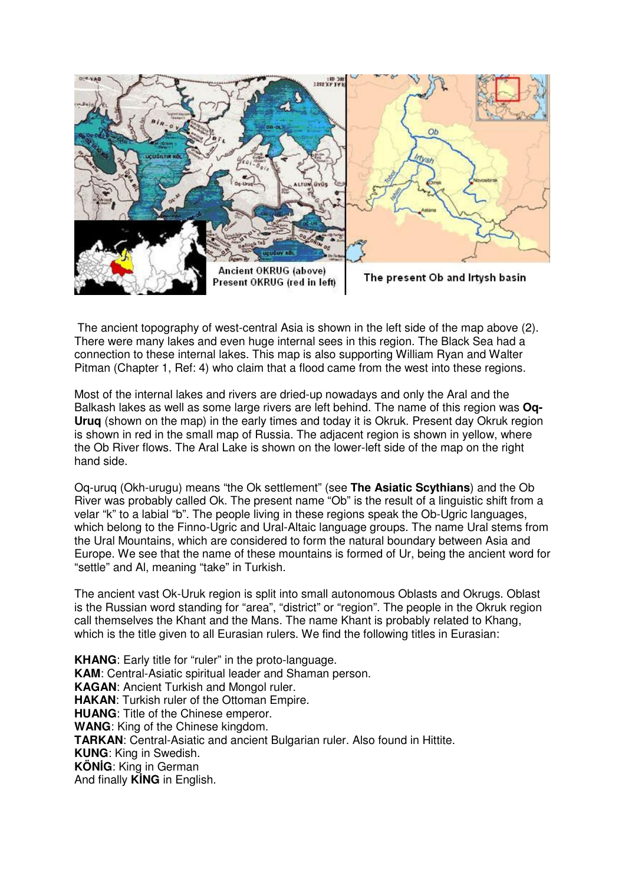Ancient OKRUG (above)
Present OKRUG (red in left)

The present Ob and Irtysh basin

The ancient topography of west-central Asia is shown in the left side of the map above (2). There were many lakes and even huge internal sees in this region. The Black Sea had a connection to these internal lakes. This map is also supporting William Ryan and Walter Pitman (Chapter 1, Ref: 4) who claim that a flood came from the west into these regions.

Most of the internal lakes and rivers are dried-up nowadays and only the Aral and the Balkash lakes as well as some large rivers are left behind. The name of this region was **Oq-Uruq** (shown on the map) in the early times and today it is Okruk. Present day Okruk region is shown in red in the small map of Russia. The adjacent region is shown in yellow, where the Ob River flows. The Aral Lake is shown on the lower-left side of the map on the right hand side.

Oq-uruq (Okh-urugu) means "the Ok settlement" (see **The Asiatic Scythians**) and the Ob River was probably called Ok. The present name "Ob" is the result of a linguistic shift from a velar "k" to a labial "b". The people living in these regions speak the Ob-Ugric languages, which belong to the Finno-Ugric and Ural-Altaic language groups. The name Ural stems from the Ural Mountains, which are considered to form the natural boundary between Asia and Europe. We see that the name of these mountains is formed of Ur, being the ancient word for "settle" and Al, meaning "take" in Turkish.

The ancient vast Ok-Uruk region is split into small autonomous Oblasts and Okrugs. Oblast is the Russian word standing for "area", "district" or "region". The people in the Okruk region call themselves the Khant and the Mans. The name Khant is probably related to Khang, which is the title given to all Eurasian rulers. We find the following titles in Eurasian:

**KHANG**: Early title for "ruler" in the proto-language.
**KAM**: Central-Asiatic spiritual leader and Shaman person.
**KAGAN**: Ancient Turkish and Mongol ruler.
**HAKAN**: Turkish ruler of the Ottoman Empire.
**HUANG**: Title of the Chinese emperor.
**WANG**: King of the Chinese kingdom.
**TARKAN**: Central-Asiatic and ancient Bulgarian ruler. Also found in Hittite.
**KUNG**: King in Swedish.
**KÖNİG**: King in German
And finally **KİNG** in English.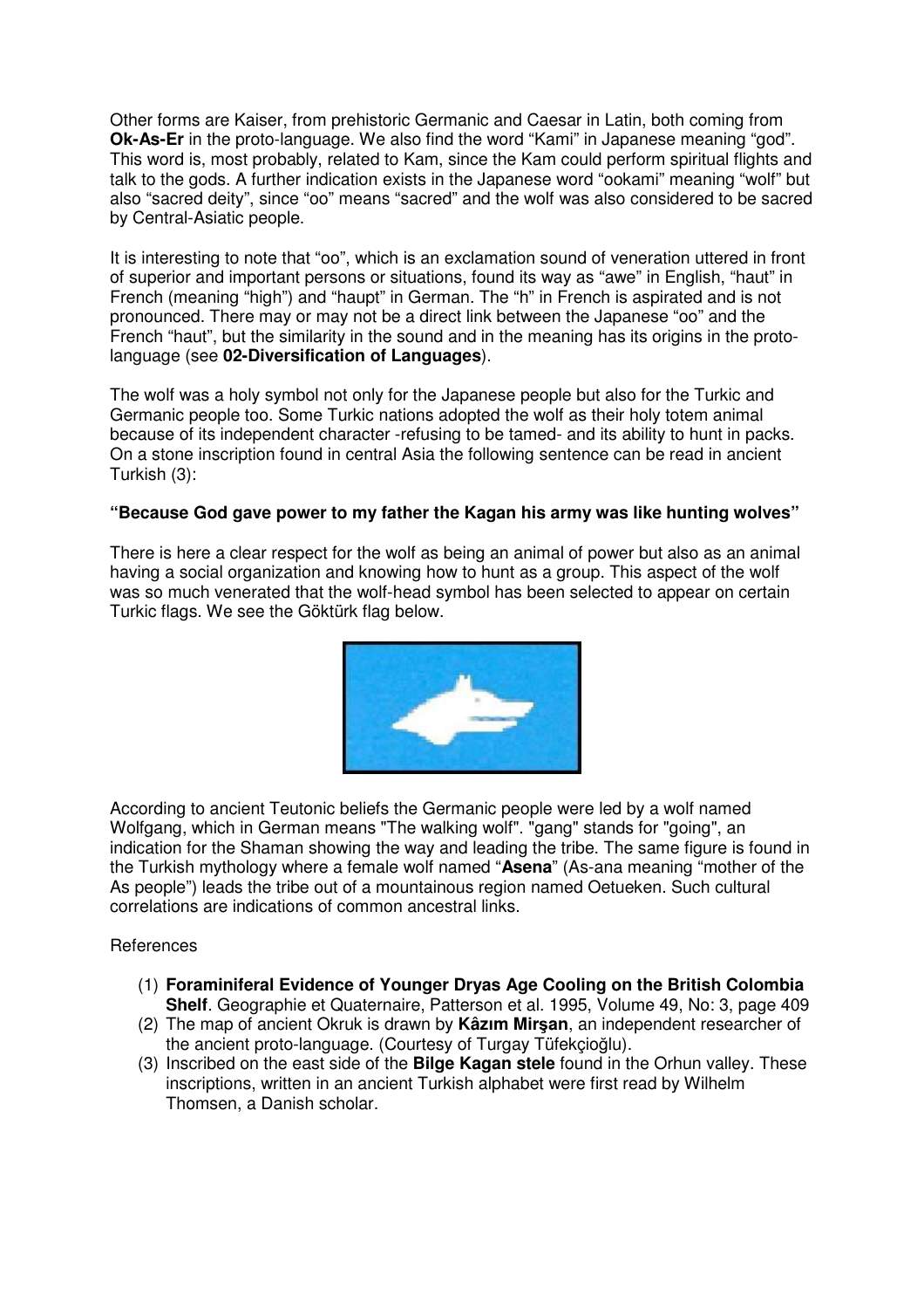Other forms are Kaiser, from prehistoric Germanic and Caesar in Latin, both coming from **Ok-As-Er** in the proto-language. We also find the word "Kami" in Japanese meaning "god". This word is, most probably, related to Kam, since the Kam could perform spiritual flights and talk to the gods. A further indication exists in the Japanese word "ookami" meaning "wolf" but also "sacred deity", since "oo" means "sacred" and the wolf was also considered to be sacred by Central-Asiatic people.

It is interesting to note that "oo", which is an exclamation sound of veneration uttered in front of superior and important persons or situations, found its way as "awe" in English, "haut" in French (meaning "high") and "haupt" in German. The "h" in French is aspirated and is not pronounced. There may or may not be a direct link between the Japanese "oo" and the French "haut", but the similarity in the sound and in the meaning has its origins in the proto-language (see **02-Diversification of Languages**).

The wolf was a holy symbol not only for the Japanese people but also for the Turkic and Germanic people too. Some Turkic nations adopted the wolf as their holy totem animal because of its independent character -refusing to be tamed- and its ability to hunt in packs. On a stone inscription found in central Asia the following sentence can be read in ancient Turkish (3):

**"Because God gave power to my father the Kagan his army was like hunting wolves"**

There is here a clear respect for the wolf as being an animal of power but also as an animal having a social organization and knowing how to hunt as a group. This aspect of the wolf was so much venerated that the wolf-head symbol has been selected to appear on certain Turkic flags. We see the Göktürk flag below.

According to ancient Teutonic beliefs the Germanic people were led by a wolf named Wolfgang, which in German means "The walking wolf". "gang" stands for "going", an indication for the Shaman showing the way and leading the tribe. The same figure is found in the Turkish mythology where a female wolf named "**Asena**" (As-ana meaning "mother of the As people") leads the tribe out of a mountainous region named Oetueken. Such cultural correlations are indications of common ancestral links.

References

(1) **Foraminiferal Evidence of Younger Dryas Age Cooling on the British Colombia Shelf**. Geographie et Quaternaire, Patterson et al. 1995, Volume 49, No: 3, page 409
(2) The map of ancient Okruk is drawn by **Kâzım Mirşan**, an independent researcher of the ancient proto-language. (Courtesy of Turgay Tüfekçioğlu).
(3) Inscribed on the east side of the **Bilge Kagan stele** found in the Orhun valley. These inscriptions, written in an ancient Turkish alphabet were first read by Wilhelm Thomsen, a Danish scholar.